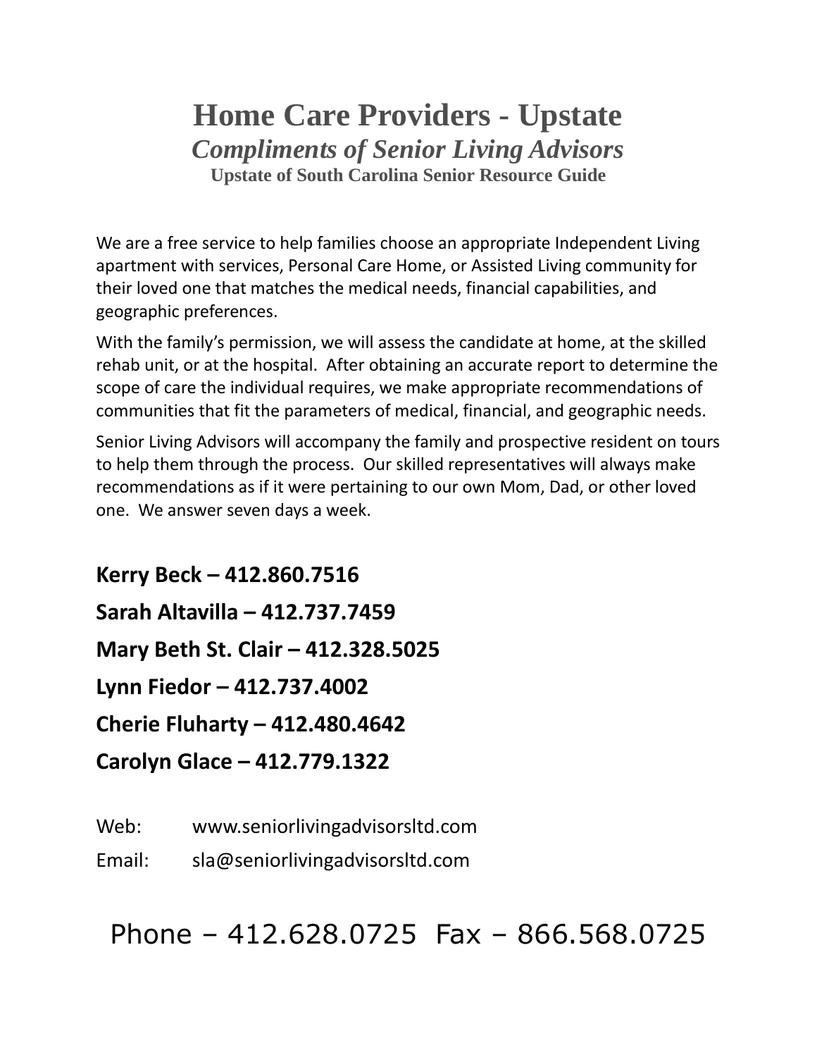# Home Care Providers - Upstate

## *Compliments of Senior Living Advisors*

### Upstate of South Carolina Senior Resource Guide

We are a free service to help families choose an appropriate Independent Living apartment with services, Personal Care Home, or Assisted Living community for their loved one that matches the medical needs, financial capabilities, and geographic preferences.

With the family's permission, we will assess the candidate at home, at the skilled rehab unit, or at the hospital. After obtaining an accurate report to determine the scope of care the individual requires, we make appropriate recommendations of communities that fit the parameters of medical, financial, and geographic needs.

Senior Living Advisors will accompany the family and prospective resident on tours to help them through the process. Our skilled representatives will always make recommendations as if it were pertaining to our own Mom, Dad, or other loved one. We answer seven days a week.

**Kerry Beck – 412.860.7516**

**Sarah Altavilla – 412.737.7459**

**Mary Beth St. Clair – 412.328.5025**

**Lynn Fiedor – 412.737.4002**

**Cherie Fluharty – 412.480.4642**

**Carolyn Glace – 412.779.1322**

Web: www.seniorlivingadvisorsltd.com

Email: sla@seniorlivingadvisorsltd.com

Phone – 412.628.0725 Fax – 866.568.0725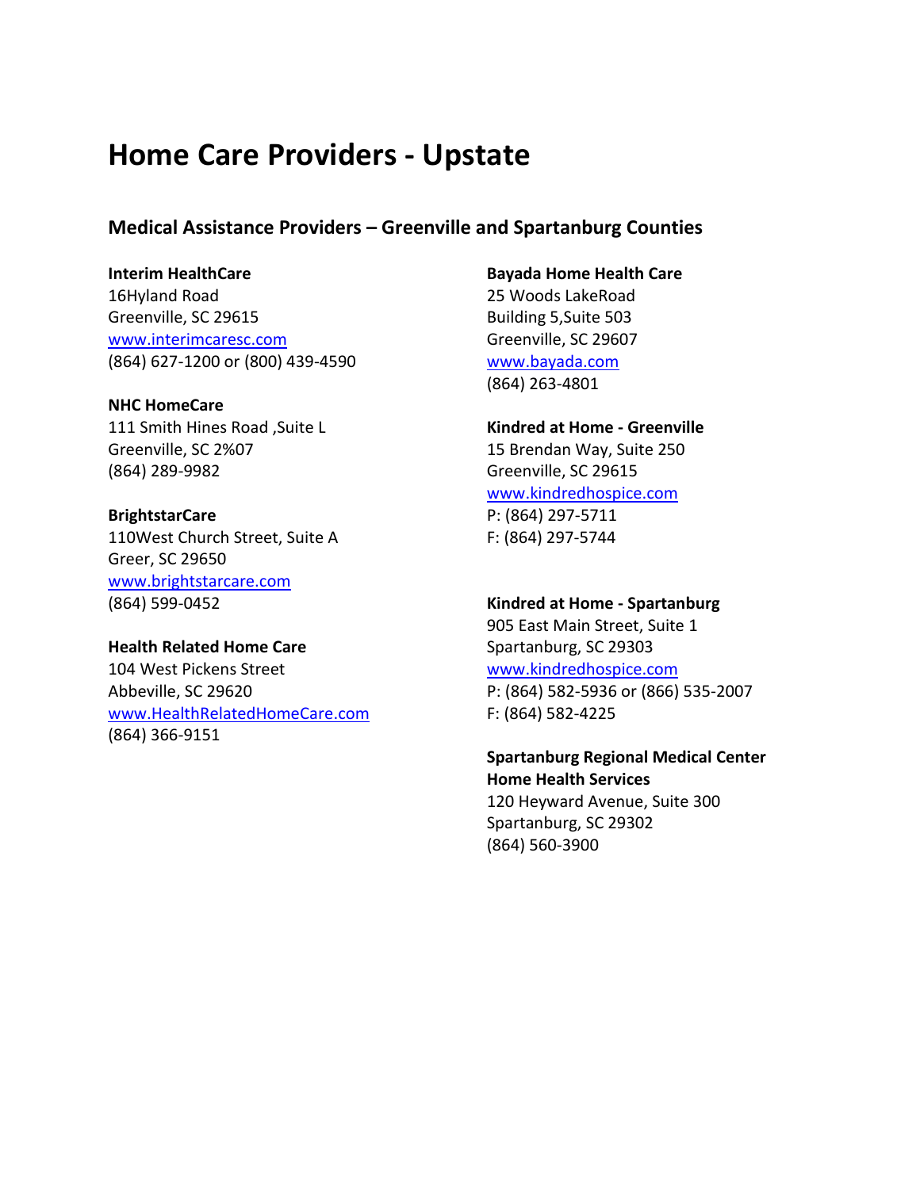# Home Care Providers - Upstate

## Medical Assistance Providers – Greenville and Spartanburg Counties

**Interim HealthCare**
16Hyland Road
Greenville, SC 29615
www.interimcaresc.com
(864) 627-1200 or (800) 439-4590

**NHC HomeCare**
111 Smith Hines Road ,Suite L
Greenville, SC 2%07
(864) 289-9982

**BrightstarCare**
110West Church Street, Suite A
Greer, SC 29650
www.brightstarcare.com
(864) 599-0452

**Health Related Home Care**
104 West Pickens Street
Abbeville, SC 29620
www.HealthRelatedHomeCare.com
(864) 366-9151

**Bayada Home Health Care**
25 Woods LakeRoad
Building 5,Suite 503
Greenville, SC 29607
www.bayada.com
(864) 263-4801

**Kindred at Home - Greenville**
15 Brendan Way, Suite 250
Greenville, SC 29615
www.kindredhospice.com
P: (864) 297-5711
F: (864) 297-5744

**Kindred at Home - Spartanburg**
905 East Main Street, Suite 1
Spartanburg, SC 29303
www.kindredhospice.com
P: (864) 582-5936 or (866) 535-2007
F: (864) 582-4225

**Spartanburg Regional Medical Center Home Health Services**
120 Heyward Avenue, Suite 300
Spartanburg, SC 29302
(864) 560-3900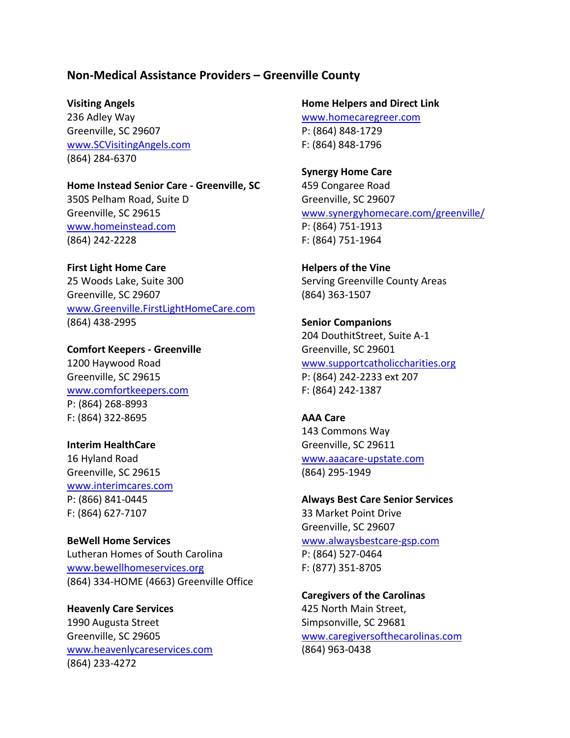## Non-Medical Assistance Providers – Greenville County

**Visiting Angels**
236 Adley Way
Greenville, SC 29607
www.SCVisitingAngels.com
(864) 284-6370

**Home Instead Senior Care - Greenville, SC**
350S Pelham Road, Suite D
Greenville, SC 29615
www.homeinstead.com
(864) 242-2228

**First Light Home Care**
25 Woods Lake, Suite 300
Greenville, SC 29607
www.Greenville.FirstLightHomeCare.com
(864) 438-2995

**Comfort Keepers - Greenville**
1200 Haywood Road
Greenville, SC 29615
www.comfortkeepers.com
P: (864) 268-8993
F: (864) 322-8695

**Interim HealthCare**
16 Hyland Road
Greenville, SC 29615
www.interimcares.com
P: (866) 841-0445
F: (864) 627-7107

**BeWell Home Services**
Lutheran Homes of South Carolina
www.bewellhomeservices.org
(864) 334-HOME (4663) Greenville Office

**Heavenly Care Services**
1990 Augusta Street
Greenville, SC 29605
www.heavenlycareservices.com
(864) 233-4272

**Home Helpers and Direct Link**
www.homecaregreer.com
P: (864) 848-1729
F: (864) 848-1796

**Synergy Home Care**
459 Congaree Road
Greenville, SC 29607
www.synergyhomecare.com/greenville/
P: (864) 751-1913
F: (864) 751-1964

**Helpers of the Vine**
Serving Greenville County Areas
(864) 363-1507

**Senior Companions**
204 DouthitStreet, Suite A-1
Greenville, SC 29601
www.supportcatholiccharities.org
P: (864) 242-2233 ext 207
F: (864) 242-1387

**AAA Care**
143 Commons Way
Greenville, SC 29611
www.aaacare-upstate.com
(864) 295-1949

**Always Best Care Senior Services**
33 Market Point Drive
Greenville, SC 29607
www.alwaysbestcare-gsp.com
P: (864) 527-0464
F: (877) 351-8705

**Caregivers of the Carolinas**
425 North Main Street,
Simpsonville, SC 29681
www.caregiversofthecarolinas.com
(864) 963-0438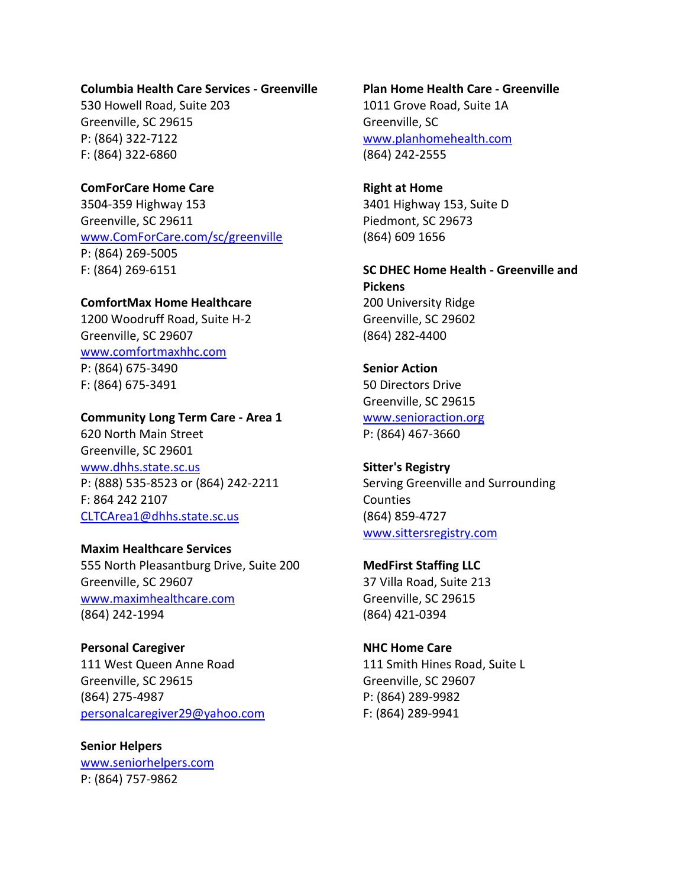**Columbia Health Care Services - Greenville**
530 Howell Road, Suite 203
Greenville, SC 29615
P: (864) 322-7122
F: (864) 322-6860

**ComForCare Home Care**
3504-359 Highway 153
Greenville, SC 29611
www.ComForCare.com/sc/greenville
P: (864) 269-5005
F: (864) 269-6151

**ComfortMax Home Healthcare**
1200 Woodruff Road, Suite H-2
Greenville, SC 29607
www.comfortmaxhhc.com
P: (864) 675-3490
F: (864) 675-3491

**Community Long Term Care - Area 1**
620 North Main Street
Greenville, SC 29601
www.dhhs.state.sc.us
P: (888) 535-8523 or (864) 242-2211
F: 864 242 2107
CLTCArea1@dhhs.state.sc.us

**Maxim Healthcare Services**
555 North Pleasantburg Drive, Suite 200
Greenville, SC 29607
www.maximhealthcare.com
(864) 242-1994

**Personal Caregiver**
111 West Queen Anne Road
Greenville, SC 29615
(864) 275-4987
personalcaregiver29@yahoo.com

**Senior Helpers**
www.seniorhelpers.com
P: (864) 757-9862

**Plan Home Health Care - Greenville**
1011 Grove Road, Suite 1A
Greenville, SC
www.planhomehealth.com
(864) 242-2555

**Right at Home**
3401 Highway 153, Suite D
Piedmont, SC 29673
(864) 609 1656

**SC DHEC Home Health - Greenville and Pickens**
200 University Ridge
Greenville, SC 29602
(864) 282-4400

**Senior Action**
50 Directors Drive
Greenville, SC 29615
www.senioraction.org
P: (864) 467-3660

**Sitter's Registry**
Serving Greenville and Surrounding Counties
(864) 859-4727
www.sittersregistry.com

**MedFirst Staffing LLC**
37 Villa Road, Suite 213
Greenville, SC 29615
(864) 421-0394

**NHC Home Care**
111 Smith Hines Road, Suite L
Greenville, SC 29607
P: (864) 289-9982
F: (864) 289-9941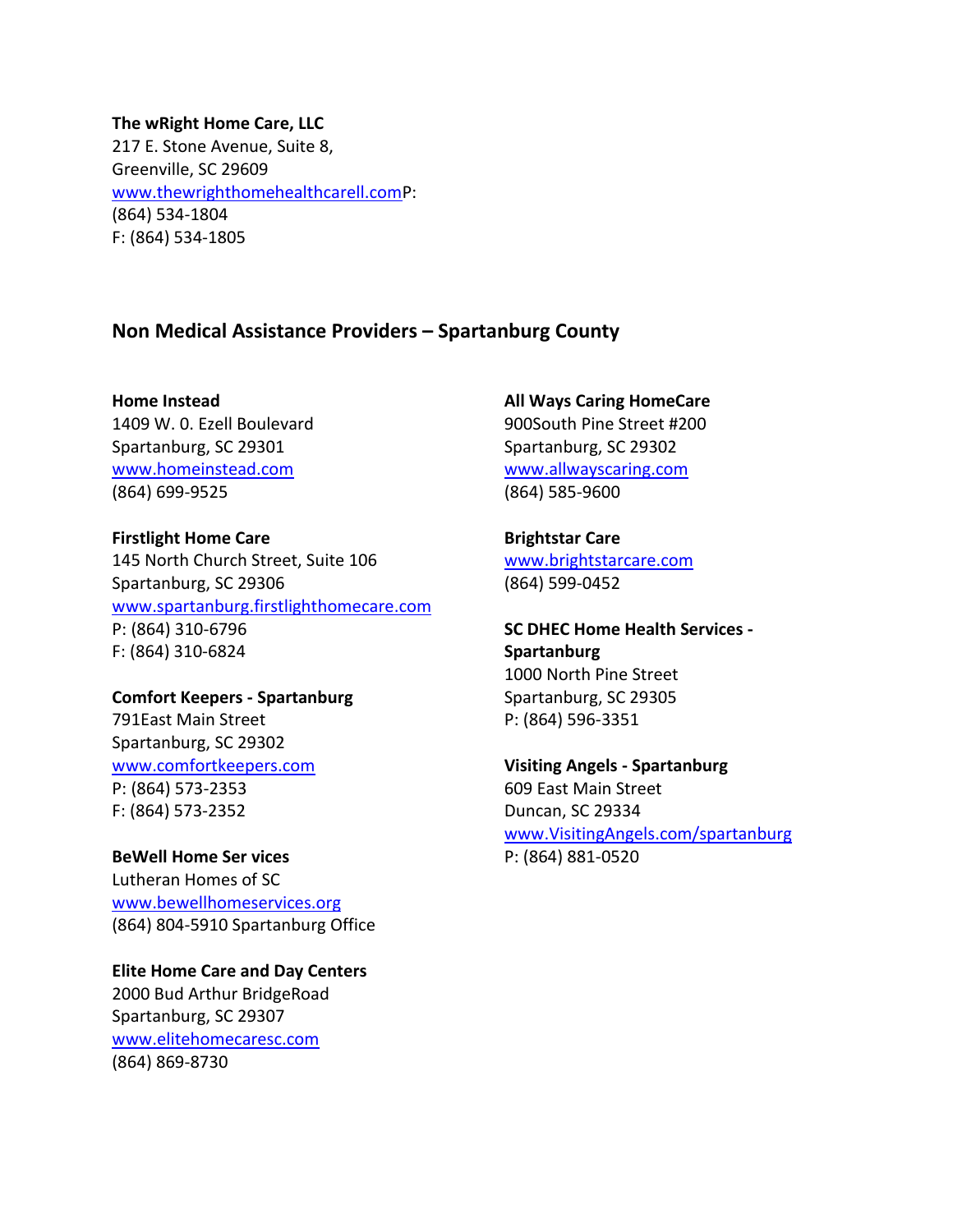**The wRight Home Care, LLC**
217 E. Stone Avenue, Suite 8,
Greenville, SC 29609
www.thewrighthomehealthcarell.comP:
(864) 534-1804
F: (864) 534-1805

### Non Medical Assistance Providers – Spartanburg County

**Home Instead**
1409 W. 0. Ezell Boulevard
Spartanburg, SC 29301
www.homeinstead.com
(864) 699-9525

**Firstlight Home Care**
145 North Church Street, Suite 106
Spartanburg, SC 29306
www.spartanburg.firstlighthomecare.com
P: (864) 310-6796
F: (864) 310-6824

**Comfort Keepers - Spartanburg**
791East Main Street
Spartanburg, SC 29302
www.comfortkeepers.com
P: (864) 573-2353
F: (864) 573-2352

**BeWell Home Ser vices**
Lutheran Homes of SC
www.bewellhomeservices.org
(864) 804-5910 Spartanburg Office

**Elite Home Care and Day Centers**
2000 Bud Arthur BridgeRoad
Spartanburg, SC 29307
www.elitehomecaresc.com
(864) 869-8730

**All Ways Caring HomeCare**
900South Pine Street #200
Spartanburg, SC 29302
www.allwayscaring.com
(864) 585-9600

**Brightstar Care**
www.brightstarcare.com
(864) 599-0452

**SC DHEC Home Health Services - Spartanburg**
1000 North Pine Street
Spartanburg, SC 29305
P: (864) 596-3351

**Visiting Angels - Spartanburg**
609 East Main Street
Duncan, SC 29334
www.VisitingAngels.com/spartanburg
P: (864) 881-0520